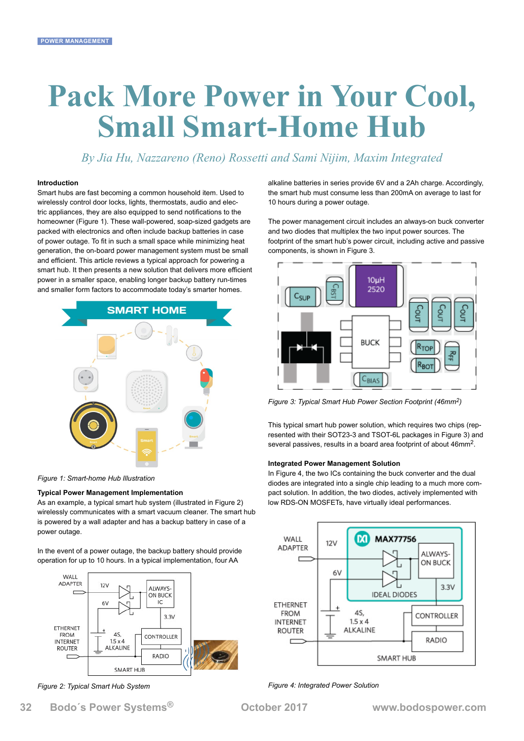# Pack More Power in Your Cool, Small Smart-Home Hub

*By Jia Hu, Nazzareno (Reno) Rossetti and Sami Nijim, Maxim Integrated*

### Introduction

Smart hubs are fast becoming a common household item. Used to wirelessly control door locks, lights, thermostats, audio and electric appliances, they are also equipped to send notifications to the homeowner (Figure 1). These wall-powered, soap-sized gadgets are packed with electronics and often include backup batteries in case of power outage. To fit in such a small space while minimizing heat generation, the on-board power management system must be small and efficient. This article reviews a typical approach for powering a smart hub. It then presents a new solution that delivers more efficient power in a smaller space, enabling longer backup battery run-times and smaller form factors to accommodate today's smarter homes.

Figure 1: Smart-home Hub Illustration

### Typical Power Management Implementation

As an example, a typical smart hub system (illustrated in Figure 2) wirelessly communicates with a smart vacuum cleaner. The smart hub is powered by a wall adapter and has a backup battery in case of a power outage.

In the event of a power outage, the backup battery should provide operation for up to 10 hours. In a typical implementation, four AA alkaline batteries in series provide 6V and a 2Ah charge. Accordingly, the smart hub must consume less than 200mA on average to last for 10 hours during a power outage.

Figure 2: Typical Smart Hub System

The power management circuit includes an always-on buck converter and two diodes that multiplex the two input power sources. The footprint of the smart hub's power circuit, including active and passive components, is shown in Figure 3.

Figure 3: Typical Smart Hub Power Section Footprint ($46mm^2$)

This typical smart hub power solution, which requires two chips (represented with their SOT23-3 and TSOT-6L packages in Figure 3) and several passives, results in a board area footprint of about $46mm^2$.

### Integrated Power Management Solution

In Figure 4, the two ICs containing the buck converter and the dual diodes are integrated into a single chip leading to a more compact solution. In addition, the two diodes, actively implemented with low RDS-ON MOSFETs, have virtually ideal performances.

Figure 4: Integrated Power Solution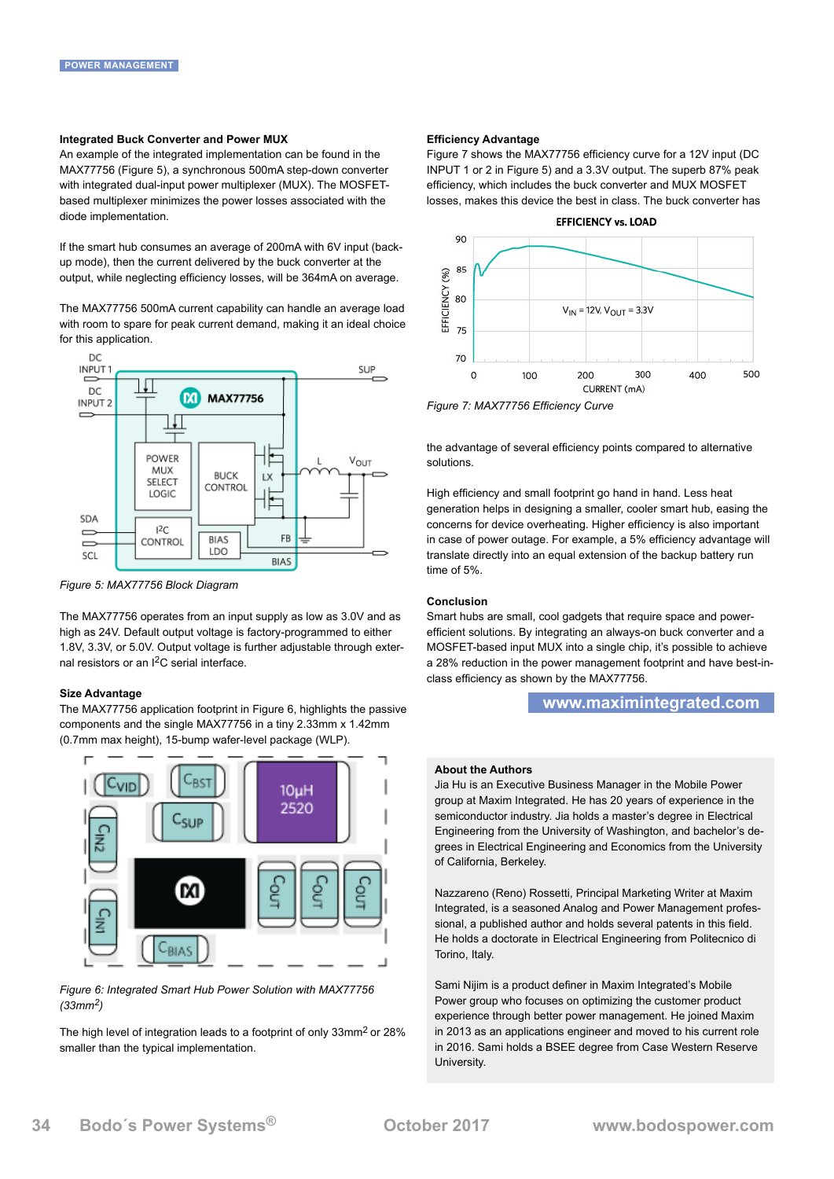**POWER MANAGEMENT**

### Integrated Buck Converter and Power MUX

An example of the integrated implementation can be found in the MAX77756 (Figure 5), a synchronous 500mA step-down converter with integrated dual-input power multiplexer (MUX). The MOSFET-based multiplexer minimizes the power losses associated with the diode implementation.

If the smart hub consumes an average of 200mA with 6V input (back-up mode), then the current delivered by the buck converter at the output, while neglecting efficiency losses, will be 364mA on average.

The MAX77756 500mA current capability can handle an average load with room to spare for peak current demand, making it an ideal choice for this application.

DC INPUT 1
DC INPUT 2
MAX77756
SUP
POWER MUX SELECT LOGIC
BUCK CONTROL
LX
L
$V_{OUT}$
SDA
SCL
I²C CONTROL
BIAS LDO
FB
BIAS

*Figure 5: MAX77756 Block Diagram*

The MAX77756 operates from an input supply as low as 3.0V and as high as 24V. Default output voltage is factory-programmed to either 1.8V, 3.3V, or 5.0V. Output voltage is further adjustable through external resistors or an $I^2C$ serial interface.

### Size Advantage

The MAX77756 application footprint in Figure 6, highlights the passive components and the single MAX77756 in a tiny 2.33mm x 1.42mm (0.7mm max height), 15-bump wafer-level package (WLP).

$C_{VID}$
$C_{BST}$
10µH 2520
$C_{SUP}$
$C_{IN2}$
$C_{IN1}$
$C_{OUT}$
$C_{OUT}$
$C_{OUT}$
$C_{BIAS}$

*Figure 6: Integrated Smart Hub Power Solution with MAX77756 (33mm²)*

The high level of integration leads to a footprint of only 33mm² or 28% smaller than the typical implementation.

### Efficiency Advantage

Figure 7 shows the MAX77756 efficiency curve for a 12V input (DC INPUT 1 or 2 in Figure 5) and a 3.3V output. The superb 87% peak efficiency, which includes the buck converter and MUX MOSFET losses, makes this device the best in class. The buck converter has the advantage of several efficiency points compared to alternative solutions.

EFFICIENCY vs. LOAD
EFFICIENCY (%)
90
85
80
75
70
$V_{IN}$ = 12V, $V_{OUT}$ = 3.3V
0
100
200
300
400
500
CURRENT (mA)

*Figure 7: MAX77756 Efficiency Curve*

High efficiency and small footprint go hand in hand. Less heat generation helps in designing a smaller, cooler smart hub, easing the concerns for device overheating. Higher efficiency is also important in case of power outage. For example, a 5% efficiency advantage will translate directly into an equal extension of the backup battery run time of 5%.

### Conclusion

Smart hubs are small, cool gadgets that require space and power-efficient solutions. By integrating an always-on buck converter and a MOSFET-based input MUX into a single chip, it's possible to achieve a 28% reduction in the power management footprint and have best-in-class efficiency as shown by the MAX77756.

**www.maximintegrated.com**

### About the Authors

Jia Hu is an Executive Business Manager in the Mobile Power group at Maxim Integrated. He has 20 years of experience in the semiconductor industry. Jia holds a master's degree in Electrical Engineering from the University of Washington, and bachelor's degrees in Electrical Engineering and Economics from the University of California, Berkeley.

Nazzareno (Reno) Rossetti, Principal Marketing Writer at Maxim Integrated, is a seasoned Analog and Power Management professional, a published author and holds several patents in this field. He holds a doctorate in Electrical Engineering from Politecnico di Torino, Italy.

Sami Nijim is a product definer in Maxim Integrated's Mobile Power group who focuses on optimizing the customer product experience through better power management. He joined Maxim in 2013 as an applications engineer and moved to his current role in 2016. Sami holds a BSEE degree from Case Western Reserve University.